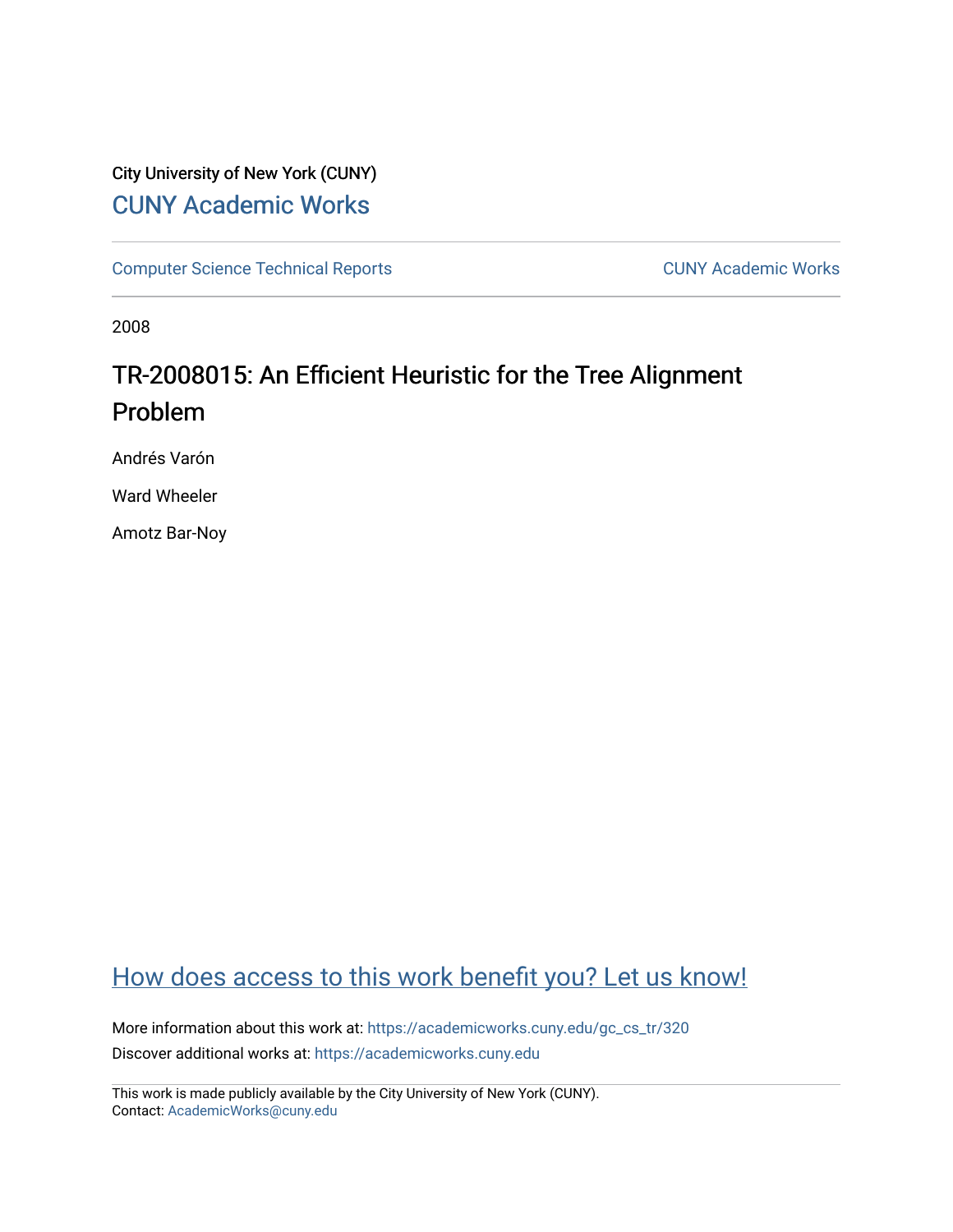City University of New York (CUNY)

CUNY Academic Works

Computer Science Technical Reports

CUNY Academic Works

2008

# TR-2008015: An Efficient Heuristic for the Tree Alignment Problem

Andrés Varón

Ward Wheeler

Amotz Bar-Noy

How does access to this work benefit you? Let us know!

More information about this work at: https://academicworks.cuny.edu/gc_cs_tr/320

Discover additional works at: https://academicworks.cuny.edu

This work is made publicly available by the City University of New York (CUNY).
Contact: AcademicWorks@cuny.edu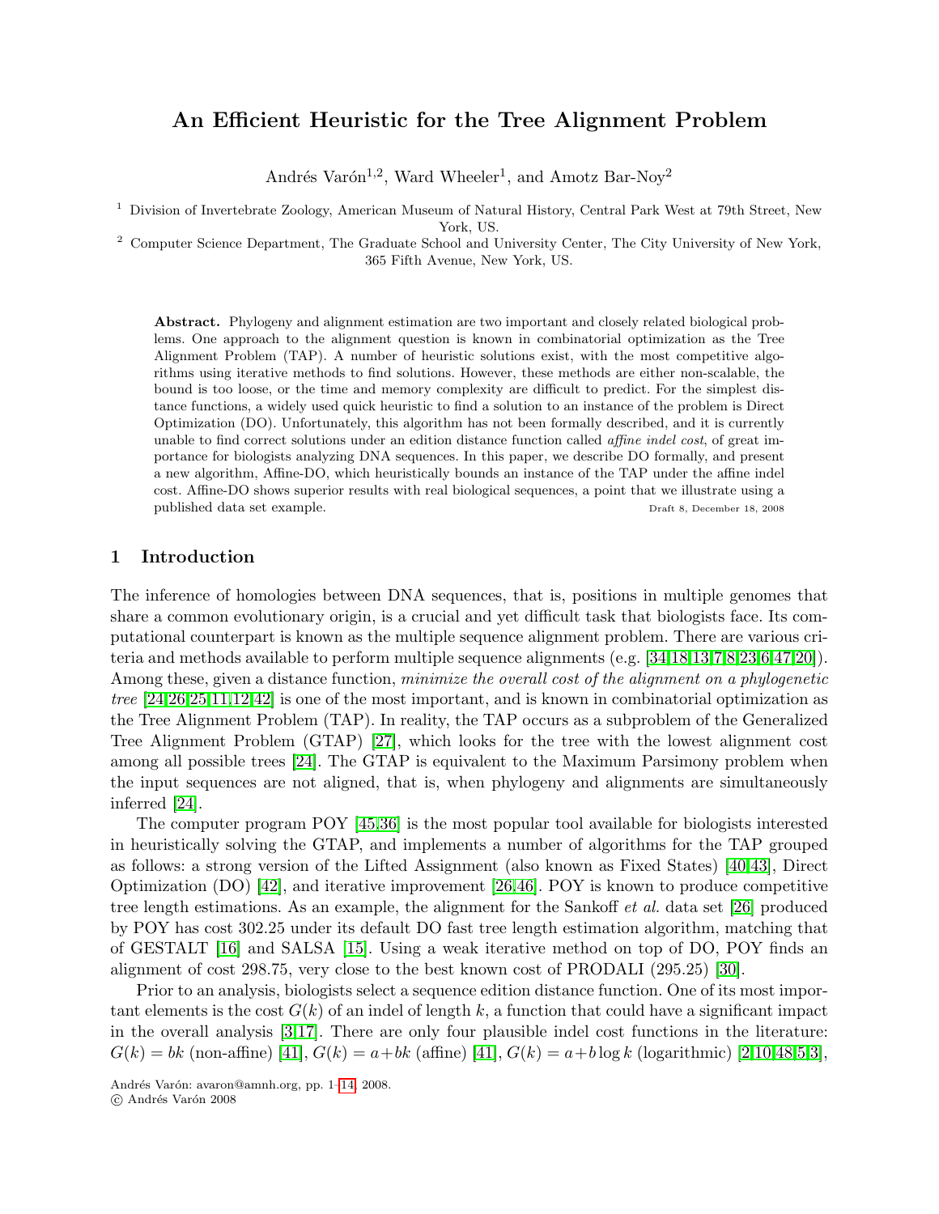# An Efficient Heuristic for the Tree Alignment Problem

Andrés Varón[1,2], Ward Wheeler[1], and Amotz Bar-Noy[2]

[1] Division of Invertebrate Zoology, American Museum of Natural History, Central Park West at 79th Street, New York, US.

[2] Computer Science Department, The Graduate School and University Center, The City University of New York, 365 Fifth Avenue, New York, US.

**Abstract.** Phylogeny and alignment estimation are two important and closely related biological problems. One approach to the alignment question is known in combinatorial optimization as the Tree Alignment Problem (TAP). A number of heuristic solutions exist, with the most competitive algorithms using iterative methods to find solutions. However, these methods are either non-scalable, the bound is too loose, or the time and memory complexity are difficult to predict. For the simplest distance functions, a widely used quick heuristic to find a solution to an instance of the problem is Direct Optimization (DO). Unfortunately, this algorithm has not been formally described, and it is currently unable to find correct solutions under an edition distance function called *affine indel cost*, of great importance for biologists analyzing DNA sequences. In this paper, we describe DO formally, and present a new algorithm, Affine-DO, which heuristically bounds an instance of the TAP under the affine indel cost. Affine-DO shows superior results with real biological sequences, a point that we illustrate using a published data set example. Draft 8, December 18, 2008

## 1 Introduction

The inference of homologies between DNA sequences, that is, positions in multiple genomes that share a common evolutionary origin, is a crucial and yet difficult task that biologists face. Its computational counterpart is known as the multiple sequence alignment problem. There are various criteria and methods available to perform multiple sequence alignments (e.g. [34,18,13,7,8,23,6,47,20]). Among these, given a distance function, *minimize the overall cost of the alignment on a phylogenetic tree* [24,26,25,11,12,42] is one of the most important, and is known in combinatorial optimization as the Tree Alignment Problem (TAP). In reality, the TAP occurs as a subproblem of the Generalized Tree Alignment Problem (GTAP) [27], which looks for the tree with the lowest alignment cost among all possible trees [24]. The GTAP is equivalent to the Maximum Parsimony problem when the input sequences are not aligned, that is, when phylogeny and alignments are simultaneously inferred [24].

The computer program POY [45,36] is the most popular tool available for biologists interested in heuristically solving the GTAP, and implements a number of algorithms for the TAP grouped as follows: a strong version of the Lifted Assignment (also known as Fixed States) [40,43], Direct Optimization (DO) [42], and iterative improvement [26,46]. POY is known to produce competitive tree length estimations. As an example, the alignment for the Sankoff *et al.* data set [26] produced by POY has cost 302.25 under its default DO fast tree length estimation algorithm, matching that of GESTALT [16] and SALSA [15]. Using a weak iterative method on top of DO, POY finds an alignment of cost 298.75, very close to the best known cost of PRODALI (295.25) [30].

Prior to an analysis, biologists select a sequence edition distance function. One of its most important elements is the cost $G(k)$ of an indel of length $k$, a function that could have a significant impact in the overall analysis [3,17]. There are only four plausible indel cost functions in the literature: $G(k) = bk$ (non-affine) [41], $G(k) = a + bk$ (affine) [41], $G(k) = a + b \log k$ (logarithmic) [2,10,48,5,3],

Andrés Varón: avaron@amnh.org, pp. 1–14, 2008.
© Andrés Varón 2008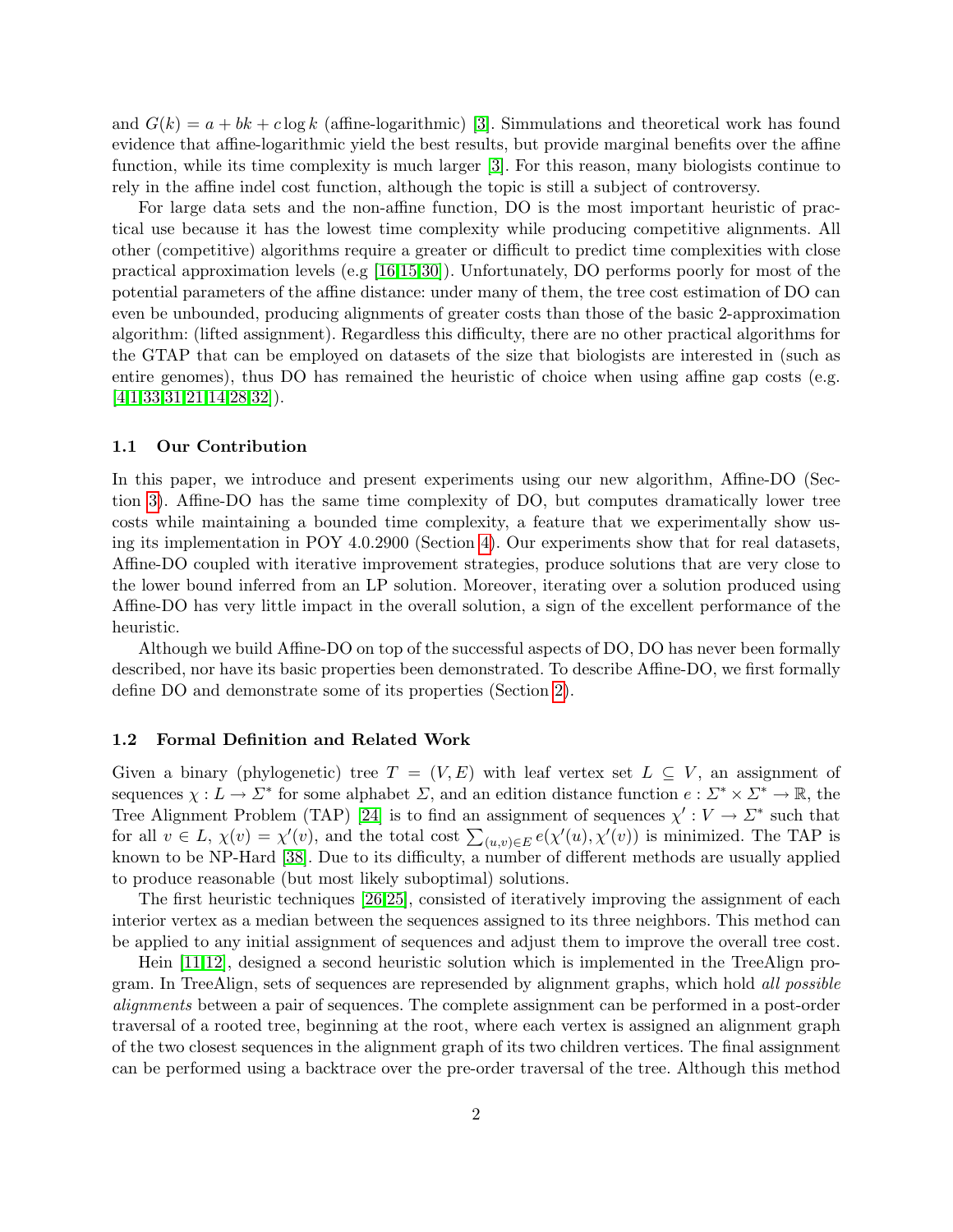and $G(k) = a + bk + c \log k$ (affine-logarithmic) [3]. Simmulations and theoretical work has found evidence that affine-logarithmic yield the best results, but provide marginal benefits over the affine function, while its time complexity is much larger [3]. For this reason, many biologists continue to rely in the affine indel cost function, although the topic is still a subject of controversy.

For large data sets and the non-affine function, DO is the most important heuristic of practical use because it has the lowest time complexity while producing competitive alignments. All other (competitive) algorithms require a greater or difficult to predict time complexities with close practical approximation levels (e.g [16,15,30]). Unfortunately, DO performs poorly for most of the potential parameters of the affine distance: under many of them, the tree cost estimation of DO can even be unbounded, producing alignments of greater costs than those of the basic 2-approximation algorithm: (lifted assignment). Regardless this difficulty, there are no other practical algorithms for the GTAP that can be employed on datasets of the size that biologists are interested in (such as entire genomes), thus DO has remained the heuristic of choice when using affine gap costs (e.g. [4,1,33,31,21,14,28,32]).

### 1.1 Our Contribution

In this paper, we introduce and present experiments using our new algorithm, Affine-DO (Section 3). Affine-DO has the same time complexity of DO, but computes dramatically lower tree costs while maintaining a bounded time complexity, a feature that we experimentally show using its implementation in POY 4.0.2900 (Section 4). Our experiments show that for real datasets, Affine-DO coupled with iterative improvement strategies, produce solutions that are very close to the lower bound inferred from an LP solution. Moreover, iterating over a solution produced using Affine-DO has very little impact in the overall solution, a sign of the excellent performance of the heuristic.

Although we build Affine-DO on top of the successful aspects of DO, DO has never been formally described, nor have its basic properties been demonstrated. To describe Affine-DO, we first formally define DO and demonstrate some of its properties (Section 2).

### 1.2 Formal Definition and Related Work

Given a binary (phylogenetic) tree $T = (V, E)$ with leaf vertex set $L \subseteq V$, an assignment of sequences $\chi : L \to \Sigma^*$ for some alphabet $\Sigma$, and an edition distance function $e : \Sigma^* \times \Sigma^* \to \mathbb{R}$, the Tree Alignment Problem (TAP) [24] is to find an assignment of sequences $\chi' : V \to \Sigma^*$ such that for all $v \in L$, $\chi(v) = \chi'(v)$, and the total cost $\sum_{(u,v) \in E} e(\chi'(u), \chi'(v))$ is minimized. The TAP is known to be NP-Hard [38]. Due to its difficulty, a number of different methods are usually applied to produce reasonable (but most likely suboptimal) solutions.

The first heuristic techniques [26,25], consisted of iteratively improving the assignment of each interior vertex as a median between the sequences assigned to its three neighbors. This method can be applied to any initial assignment of sequences and adjust them to improve the overall tree cost.

Hein [11,12], designed a second heuristic solution which is implemented in the TreeAlign program. In TreeAlign, sets of sequences are represended by alignment graphs, which hold *all possible alignments* between a pair of sequences. The complete assignment can be performed in a post-order traversal of a rooted tree, beginning at the root, where each vertex is assigned an alignment graph of the two closest sequences in the alignment graph of its two children vertices. The final assignment can be performed using a backtrace over the pre-order traversal of the tree. Although this method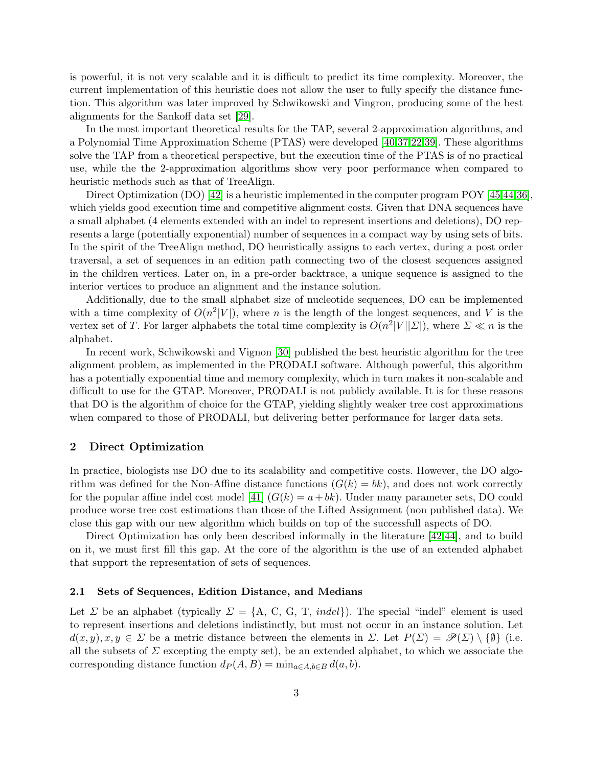is powerful, it is not very scalable and it is difficult to predict its time complexity. Moreover, the current implementation of this heuristic does not allow the user to fully specify the distance function. This algorithm was later improved by Schwikowski and Vingron, producing some of the best alignments for the Sankoff data set [29].

In the most important theoretical results for the TAP, several 2-approximation algorithms, and a Polynomial Time Approximation Scheme (PTAS) were developed [40,37,22,39]. These algorithms solve the TAP from a theoretical perspective, but the execution time of the PTAS is of no practical use, while the the 2-approximation algorithms show very poor performance when compared to heuristic methods such as that of TreeAlign.

Direct Optimization (DO) [42] is a heuristic implemented in the computer program POY [45,44,36], which yields good execution time and competitive alignment costs. Given that DNA sequences have a small alphabet (4 elements extended with an indel to represent insertions and deletions), DO represents a large (potentially exponential) number of sequences in a compact way by using sets of bits. In the spirit of the TreeAlign method, DO heuristically assigns to each vertex, during a post order traversal, a set of sequences in an edition path connecting two of the closest sequences assigned in the children vertices. Later on, in a pre-order backtrace, a unique sequence is assigned to the interior vertices to produce an alignment and the instance solution.

Additionally, due to the small alphabet size of nucleotide sequences, DO can be implemented with a time complexity of $O(n^2|V|)$, where $n$ is the length of the longest sequences, and $V$ is the vertex set of $T$. For larger alphabets the total time complexity is $O(n^2|V||\Sigma|)$, where $\Sigma \ll n$ is the alphabet.

In recent work, Schwikowski and Vignon [30] published the best heuristic algorithm for the tree alignment problem, as implemented in the PRODALI software. Although powerful, this algorithm has a potentially exponential time and memory complexity, which in turn makes it non-scalable and difficult to use for the GTAP. Moreover, PRODALI is not publicly available. It is for these reasons that DO is the algorithm of choice for the GTAP, yielding slightly weaker tree cost approximations when compared to those of PRODALI, but delivering better performance for larger data sets.

## 2 Direct Optimization

In practice, biologists use DO due to its scalability and competitive costs. However, the DO algorithm was defined for the Non-Affine distance functions ($G(k) = bk$), and does not work correctly for the popular affine indel cost model [41] ($G(k) = a + bk$). Under many parameter sets, DO could produce worse tree cost estimations than those of the Lifted Assignment (non published data). We close this gap with our new algorithm which builds on top of the successfull aspects of DO.

Direct Optimization has only been described informally in the literature [42,44], and to build on it, we must first fill this gap. At the core of the algorithm is the use of an extended alphabet that support the representation of sets of sequences.

### 2.1 Sets of Sequences, Edition Distance, and Medians

Let $\Sigma$ be an alphabet (typically $\Sigma = \{\text{A, C, G, T}, \textit{indel}\}$). The special "indel" element is used to represent insertions and deletions indistinctly, but must not occur in an instance solution. Let $d(x, y), x, y \in \Sigma$ be a metric distance between the elements in $\Sigma$. Let $P(\Sigma) = \mathscr{P}(\Sigma) \setminus \{\emptyset\}$ (i.e. all the subsets of $\Sigma$ excepting the empty set), be an extended alphabet, to which we associate the corresponding distance function $d_P(A, B) = \min_{a \in A, b \in B} d(a, b)$.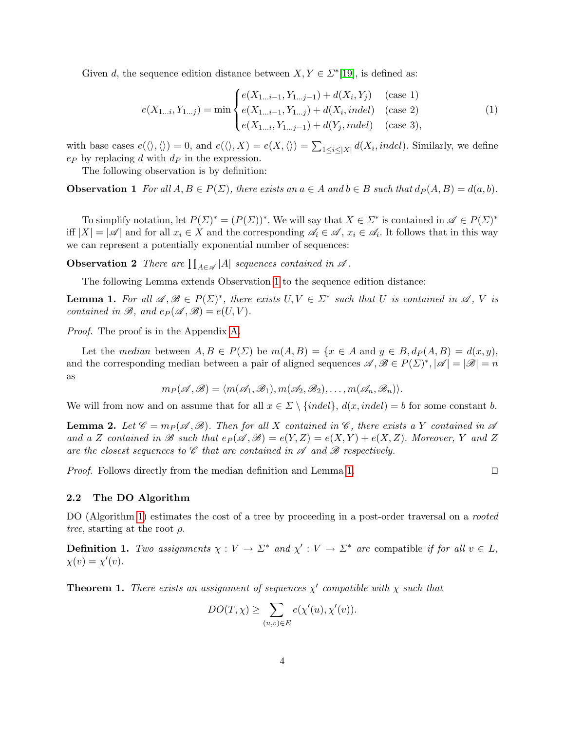Given $d$, the sequence edition distance between $X, Y \in \Sigma^*$[19], is defined as:

$$e(X_{1\ldots i}, Y_{1\ldots j}) = \min \begin{cases} e(X_{1\ldots i-1}, Y_{1\ldots j-1}) + d(X_i, Y_j) & \text{(case 1)} \\ e(X_{1\ldots i-1}, Y_{1\ldots j}) + d(X_i, indel) & \text{(case 2)} \\ e(X_{1\ldots i}, Y_{1\ldots j-1}) + d(Y_j, indel) & \text{(case 3)}, \end{cases} \tag{1}$$

with base cases $e(\langle\rangle, \langle\rangle) = 0$, and $e(\langle\rangle, X) = e(X, \langle\rangle) = \sum_{1 \leq i \leq |X|} d(X_i, indel)$. Similarly, we define $e_P$ by replacing $d$ with $d_P$ in the expression.

The following observation is by definition:

**Observation 1** *For all $A, B \in P(\Sigma)$, there exists an $a \in A$ and $b \in B$ such that $d_P(A, B) = d(a, b)$.*

To simplify notation, let $P(\Sigma)^* = (P(\Sigma))^*$. We will say that $X \in \Sigma^*$ is contained in $\mathscr{A} \in P(\Sigma)^*$ iff $|X| = |\mathscr{A}|$ and for all $x_i \in X$ and the corresponding $\mathscr{A}_i \in \mathscr{A}$, $x_i \in \mathscr{A}_i$. It follows that in this way we can represent a potentially exponential number of sequences:

**Observation 2** *There are $\prod_{A \in \mathscr{A}} |A|$ sequences contained in $\mathscr{A}$.*

The following Lemma extends Observation 1 to the sequence edition distance:

**Lemma 1.** *For all $\mathscr{A}, \mathscr{B} \in P(\Sigma)^*$, there exists $U, V \in \Sigma^*$ such that $U$ is contained in $\mathscr{A}$, $V$ is contained in $\mathscr{B}$, and $e_P(\mathscr{A}, \mathscr{B}) = e(U, V)$.*

*Proof.* The proof is in the Appendix A.

Let the *median* between $A, B \in P(\Sigma)$ be $m(A, B) = \{x \in A \text{ and } y \in B, d_P(A, B) = d(x, y),$ and the corresponding median between a pair of aligned sequences $\mathscr{A}, \mathscr{B} \in P(\Sigma)^*, |\mathscr{A}| = |\mathscr{B}| = n$ as

$$m_P(\mathscr{A}, \mathscr{B}) = \langle m(\mathscr{A}_1, \mathscr{B}_1), m(\mathscr{A}_2, \mathscr{B}_2), \ldots, m(\mathscr{A}_n, \mathscr{B}_n)\rangle.$$

We will from now and on assume that for all $x \in \Sigma \setminus \{indel\}$, $d(x, indel) = b$ for some constant $b$.

**Lemma 2.** *Let $\mathscr{C} = m_P(\mathscr{A}, \mathscr{B})$. Then for all $X$ contained in $\mathscr{C}$, there exists a $Y$ contained in $\mathscr{A}$ and a $Z$ contained in $\mathscr{B}$ such that $e_P(\mathscr{A}, \mathscr{B}) = e(Y, Z) = e(X, Y) + e(X, Z)$. Moreover, $Y$ and $Z$ are the closest sequences to $\mathscr{C}$ that are contained in $\mathscr{A}$ and $\mathscr{B}$ respectively.*

*Proof.* Follows directly from the median definition and Lemma 1. □

### 2.2 The DO Algorithm

DO (Algorithm 1) estimates the cost of a tree by proceeding in a post-order traversal on a *rooted tree*, starting at the root $\rho$.

**Definition 1.** *Two assignments $\chi : V \to \Sigma^*$ and $\chi' : V \to \Sigma^*$ are* compatible *if for all $v \in L$, $\chi(v) = \chi'(v)$.*

**Theorem 1.** *There exists an assignment of sequences $\chi'$ compatible with $\chi$ such that*

$$DO(T, \chi) \geq \sum_{(u,v) \in E} e(\chi'(u), \chi'(v)).$$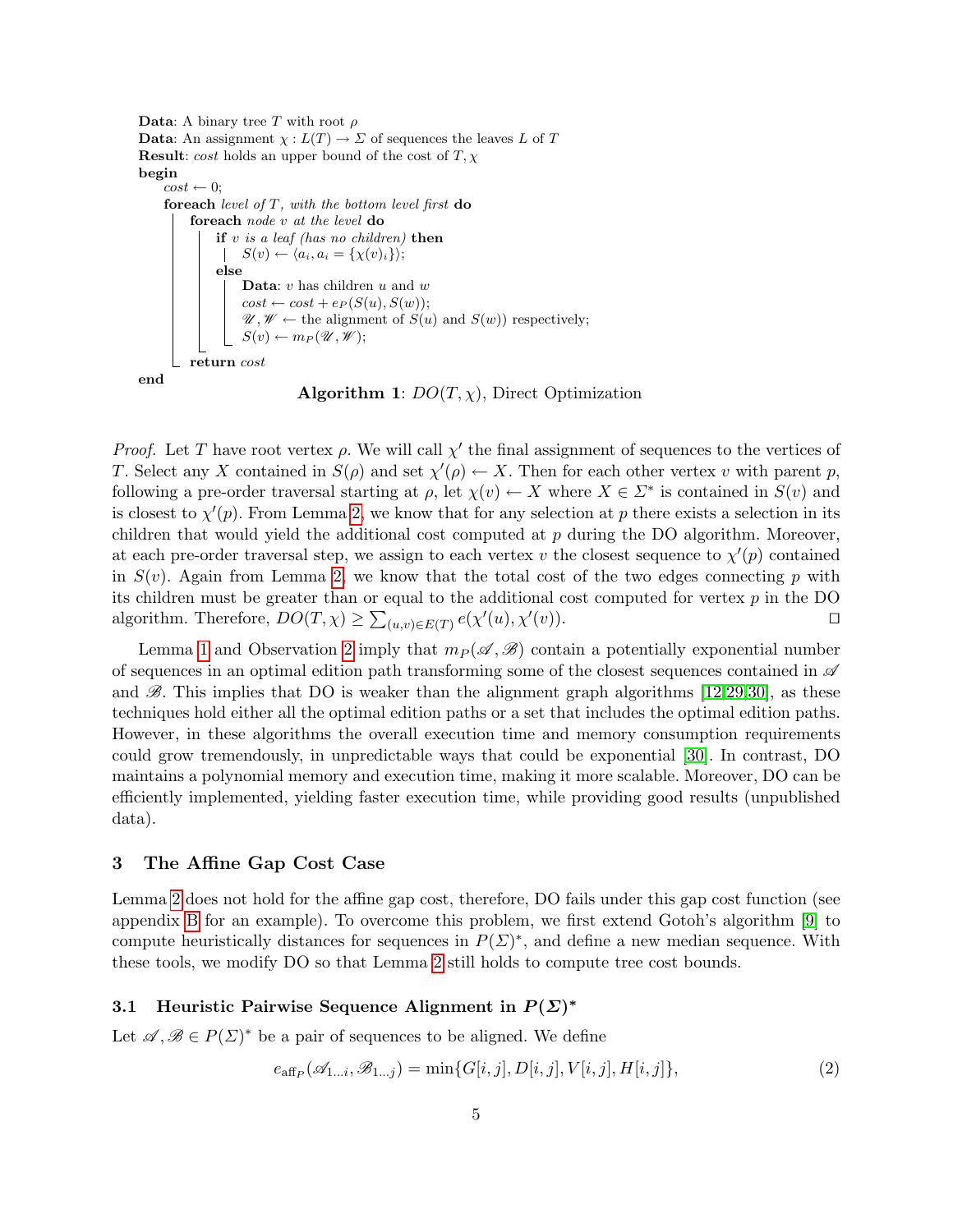```
Data: A binary tree T with root ρ
Data: An assignment χ : L(T) → Σ of sequences the leaves L of T
Result: cost holds an upper bound of the cost of T, χ
begin
    cost ← 0;
    foreach level of T, with the bottom level first do
        foreach node v at the level do
            if v is a leaf (has no children) then
                S(v) ← ⟨a_i, a_i = {χ(v)_i}⟩;
            else
                Data: v has children u and w
                cost ← cost + e_P(S(u), S(w));
                𝒰, 𝒲 ← the alignment of S(u) and S(w)) respectively;
                S(v) ← m_P(𝒰, 𝒲);
        return cost
end
```

**Algorithm 1**: $DO(T, \chi)$, Direct Optimization

*Proof.* Let $T$ have root vertex $\rho$. We will call $\chi'$ the final assignment of sequences to the vertices of $T$. Select any $X$ contained in $S(\rho)$ and set $\chi'(\rho) \leftarrow X$. Then for each other vertex $v$ with parent $p$, following a pre-order traversal starting at $\rho$, let $\chi(v) \leftarrow X$ where $X \in \Sigma^*$ is contained in $S(v)$ and is closest to $\chi'(p)$. From Lemma 2, we know that for any selection at $p$ there exists a selection in its children that would yield the additional cost computed at $p$ during the DO algorithm. Moreover, at each pre-order traversal step, we assign to each vertex $v$ the closest sequence to $\chi'(p)$ contained in $S(v)$. Again from Lemma 2, we know that the total cost of the two edges connecting $p$ with its children must be greater than or equal to the additional cost computed for vertex $p$ in the DO algorithm. Therefore, $DO(T, \chi) \geq \sum_{(u,v) \in E(T)} e(\chi'(u), \chi'(v))$. □

Lemma 1 and Observation 2 imply that $m_P(\mathscr{A}, \mathscr{B})$ contain a potentially exponential number of sequences in an optimal edition path transforming some of the closest sequences contained in $\mathscr{A}$ and $\mathscr{B}$. This implies that DO is weaker than the alignment graph algorithms [12,29,30], as these techniques hold either all the optimal edition paths or a set that includes the optimal edition paths. However, in these algorithms the overall execution time and memory consumption requirements could grow tremendously, in unpredictable ways that could be exponential [30]. In contrast, DO maintains a polynomial memory and execution time, making it more scalable. Moreover, DO can be efficiently implemented, yielding faster execution time, while providing good results (unpublished data).

## 3 The Affine Gap Cost Case

Lemma 2 does not hold for the affine gap cost, therefore, DO fails under this gap cost function (see appendix B for an example). To overcome this problem, we first extend Gotoh's algorithm [9] to compute heuristically distances for sequences in $P(\Sigma)^*$, and define a new median sequence. With these tools, we modify DO so that Lemma 2 still holds to compute tree cost bounds.

### 3.1 Heuristic Pairwise Sequence Alignment in $P(\Sigma)^*$

Let $\mathscr{A}, \mathscr{B} \in P(\Sigma)^*$ be a pair of sequences to be aligned. We define

$$e_{\text{aff}_P}(\mathscr{A}_{1\ldots i}, \mathscr{B}_{1\ldots j}) = \min\{G[i,j], D[i,j], V[i,j], H[i,j]\}, \tag{2}$$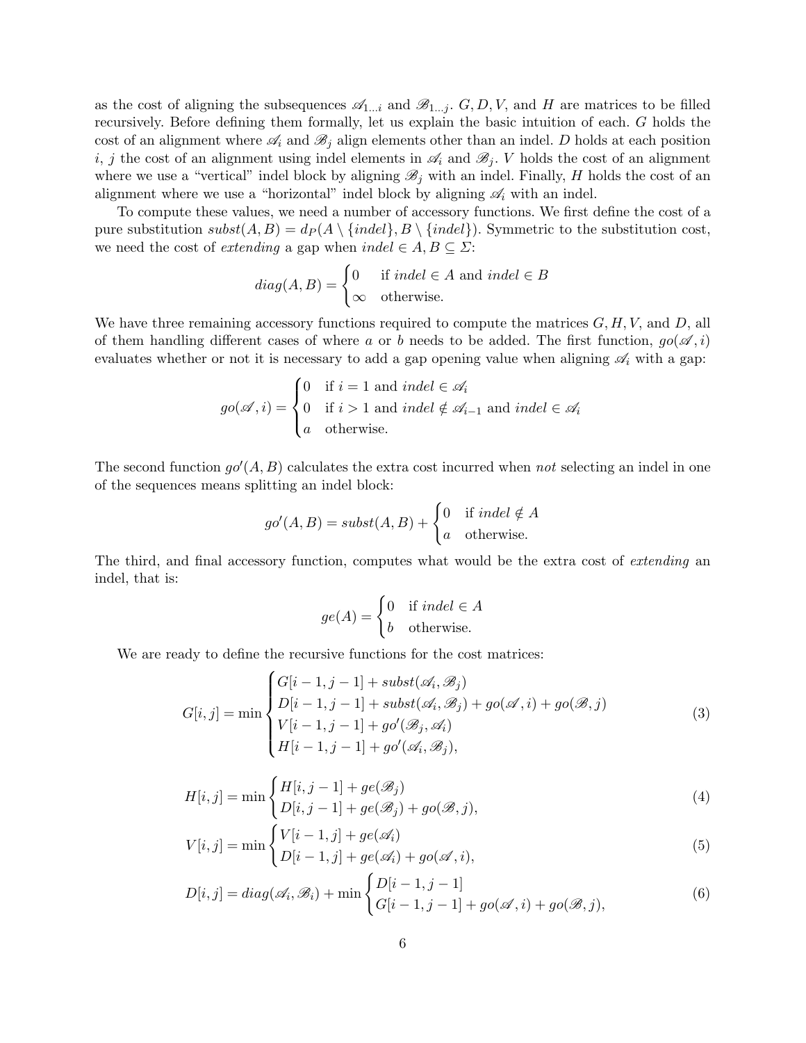as the cost of aligning the subsequences $\mathscr{A}_{1\dots i}$ and $\mathscr{B}_{1\dots j}$. $G, D, V$, and $H$ are matrices to be filled recursively. Before defining them formally, let us explain the basic intuition of each. $G$ holds the cost of an alignment where $\mathscr{A}_i$ and $\mathscr{B}_j$ align elements other than an indel. $D$ holds at each position $i$, $j$ the cost of an alignment using indel elements in $\mathscr{A}_i$ and $\mathscr{B}_j$. $V$ holds the cost of an alignment where we use a "vertical" indel block by aligning $\mathscr{B}_j$ with an indel. Finally, $H$ holds the cost of an alignment where we use a "horizontal" indel block by aligning $\mathscr{A}_i$ with an indel.

To compute these values, we need a number of accessory functions. We first define the cost of a pure substitution $subst(A, B) = d_P(A \setminus \{indel\}, B \setminus \{indel\})$. Symmetric to the substitution cost, we need the cost of *extending* a gap when $indel \in A, B \subseteq \Sigma$:

$$diag(A, B) = \begin{cases} 0 & \text{if } indel \in A \text{ and } indel \in B \\ \infty & \text{otherwise.} \end{cases}$$

We have three remaining accessory functions required to compute the matrices $G, H, V$, and $D$, all of them handling different cases of where $a$ or $b$ needs to be added. The first function, $go(\mathscr{A}, i)$ evaluates whether or not it is necessary to add a gap opening value when aligning $\mathscr{A}_i$ with a gap:

$$go(\mathscr{A}, i) = \begin{cases} 0 & \text{if } i = 1 \text{ and } indel \in \mathscr{A}_i \\ 0 & \text{if } i > 1 \text{ and } indel \notin \mathscr{A}_{i-1} \text{ and } indel \in \mathscr{A}_i \\ a & \text{otherwise.} \end{cases}$$

The second function $go'(A, B)$ calculates the extra cost incurred when *not* selecting an indel in one of the sequences means splitting an indel block:

$$go'(A, B) = subst(A, B) + \begin{cases} 0 & \text{if } indel \notin A \\ a & \text{otherwise.} \end{cases}$$

The third, and final accessory function, computes what would be the extra cost of *extending* an indel, that is:

$$ge(A) = \begin{cases} 0 & \text{if } indel \in A \\ b & \text{otherwise.} \end{cases}$$

We are ready to define the recursive functions for the cost matrices:

$$G[i, j] = \min \begin{cases} G[i-1, j-1] + subst(\mathscr{A}_i, \mathscr{B}_j) \\ D[i-1, j-1] + subst(\mathscr{A}_i, \mathscr{B}_j) + go(\mathscr{A}, i) + go(\mathscr{B}, j) \\ V[i-1, j-1] + go'(\mathscr{B}_j, \mathscr{A}_i) \\ H[i-1, j-1] + go'(\mathscr{A}_i, \mathscr{B}_j), \end{cases} \tag{3}$$

$$H[i, j] = \min \begin{cases} H[i, j-1] + ge(\mathscr{B}_j) \\ D[i, j-1] + ge(\mathscr{B}_j) + go(\mathscr{B}, j), \end{cases} \tag{4}$$

$$V[i, j] = \min \begin{cases} V[i-1, j] + ge(\mathscr{A}_i) \\ D[i-1, j] + ge(\mathscr{A}_i) + go(\mathscr{A}, i), \end{cases} \tag{5}$$

$$D[i, j] = diag(\mathscr{A}_i, \mathscr{B}_i) + \min \begin{cases} D[i-1, j-1] \\ G[i-1, j-1] + go(\mathscr{A}, i) + go(\mathscr{B}, j), \end{cases} \tag{6}$$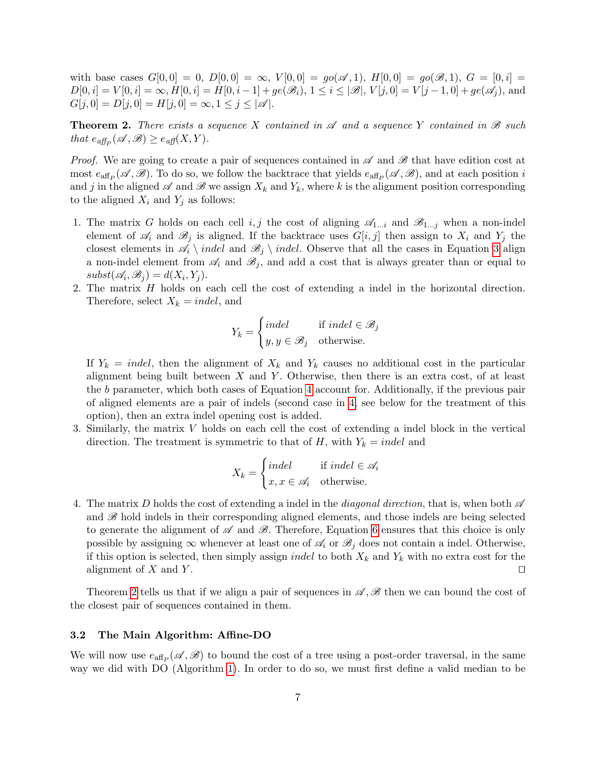with base cases $G[0,0] = 0$, $D[0,0] = \infty$, $V[0,0] = go(\mathscr{A}, 1)$, $H[0,0] = go(\mathscr{B}, 1)$, $G = [0,i] = D[0,i] = V[0,i] = \infty$, $H[0,i] = H[0,i-1] + ge(\mathscr{B}_i)$, $1 \leq i \leq |\mathscr{B}|$, $V[j,0] = V[j-1,0] + ge(\mathscr{A}_j)$, and $G[j,0] = D[j,0] = H[j,0] = \infty$, $1 \leq j \leq |\mathscr{A}|$.

**Theorem 2.** *There exists a sequence $X$ contained in $\mathscr{A}$ and a sequence $Y$ contained in $\mathscr{B}$ such that $e_{\mathrm{aff}_P}(\mathscr{A}, \mathscr{B}) \geq e_{\mathrm{aff}}(X, Y)$.*

*Proof.* We are going to create a pair of sequences contained in $\mathscr{A}$ and $\mathscr{B}$ that have edition cost at most $e_{\mathrm{aff}_P}(\mathscr{A}, \mathscr{B})$. To do so, we follow the backtrace that yields $e_{\mathrm{aff}_P}(\mathscr{A}, \mathscr{B})$, and at each position $i$ and $j$ in the aligned $\mathscr{A}$ and $\mathscr{B}$ we assign $X_k$ and $Y_k$, where $k$ is the alignment position corresponding to the aligned $X_i$ and $Y_j$ as follows:

1. The matrix $G$ holds on each cell $i, j$ the cost of aligning $\mathscr{A}_{1\ldots i}$ and $\mathscr{B}_{1\ldots j}$ when a non-indel element of $\mathscr{A}_i$ and $\mathscr{B}_j$ is aligned. If the backtrace uses $G[i,j]$ then assign to $X_i$ and $Y_j$ the closest elements in $\mathscr{A}_i \setminus indel$ and $\mathscr{B}_j \setminus indel$. Observe that all the cases in Equation 3 align a non-indel element from $\mathscr{A}_i$ and $\mathscr{B}_j$, and add a cost that is always greater than or equal to $subst(\mathscr{A}_i, \mathscr{B}_j) = d(X_i, Y_j)$.
2. The matrix $H$ holds on each cell the cost of extending a indel in the horizontal direction. Therefore, select $X_k = indel$, and
$$Y_k = \begin{cases} indel & \text{if } indel \in \mathscr{B}_j \\ y, y \in \mathscr{B}_j & \text{otherwise.} \end{cases}$$
If $Y_k = indel$, then the alignment of $X_k$ and $Y_k$ causes no additional cost in the particular alignment being built between $X$ and $Y$. Otherwise, then there is an extra cost, of at least the $b$ parameter, which both cases of Equation 4 account for. Additionally, if the previous pair of aligned elements are a pair of indels (second case in 4, see below for the treatment of this option), then an extra indel opening cost is added.
3. Similarly, the matrix $V$ holds on each cell the cost of extending a indel block in the vertical direction. The treatment is symmetric to that of $H$, with $Y_k = indel$ and
$$X_k = \begin{cases} indel & \text{if } indel \in \mathscr{A}_i \\ x, x \in \mathscr{A}_i & \text{otherwise.} \end{cases}$$
4. The matrix $D$ holds the cost of extending a indel in the *diagonal direction*, that is, when both $\mathscr{A}$ and $\mathscr{B}$ hold indels in their corresponding aligned elements, and those indels are being selected to generate the alignment of $\mathscr{A}$ and $\mathscr{B}$. Therefore, Equation 6 ensures that this choice is only possible by assigning $\infty$ whenever at least one of $\mathscr{A}_i$ or $\mathscr{B}_j$ does not contain a indel. Otherwise, if this option is selected, then simply assign $indel$ to both $X_k$ and $Y_k$ with no extra cost for the alignment of $X$ and $Y$. ◻

Theorem 2 tells us that if we align a pair of sequences in $\mathscr{A}, \mathscr{B}$ then we can bound the cost of the closest pair of sequences contained in them.

### 3.2 The Main Algorithm: Affine-DO

We will now use $e_{\mathrm{aff}_P}(\mathscr{A}, \mathscr{B})$ to bound the cost of a tree using a post-order traversal, in the same way we did with DO (Algorithm 1). In order to do so, we must first define a valid median to be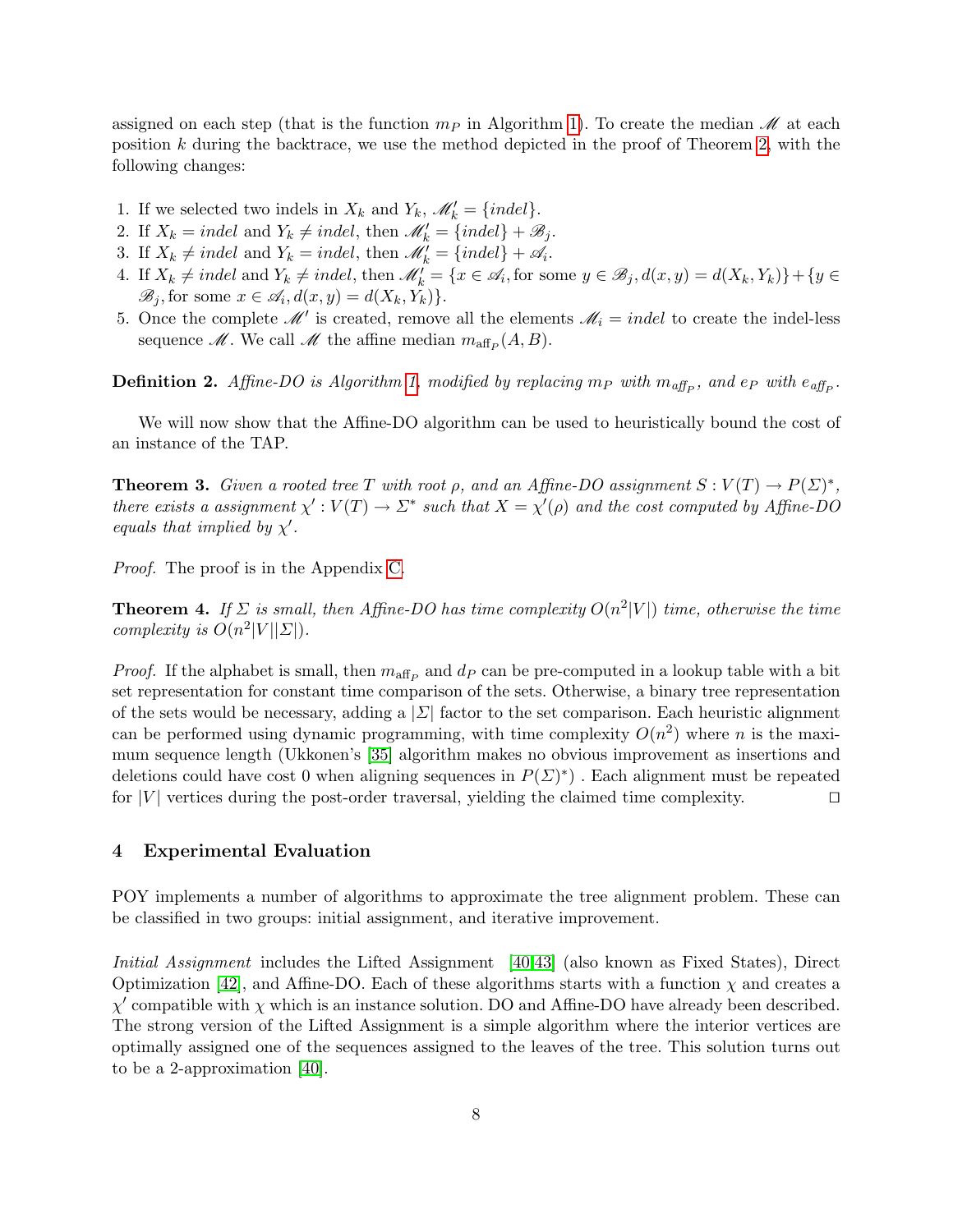assigned on each step (that is the function $m_P$ in Algorithm 1). To create the median $\mathscr{M}$ at each position $k$ during the backtrace, we use the method depicted in the proof of Theorem 2, with the following changes:

1. If we selected two indels in $X_k$ and $Y_k$, $\mathscr{M}'_k = \{indel\}$.
2. If $X_k = indel$ and $Y_k \neq indel$, then $\mathscr{M}'_k = \{indel\} + \mathscr{B}_j$.
3. If $X_k \neq indel$ and $Y_k = indel$, then $\mathscr{M}'_k = \{indel\} + \mathscr{A}_i$.
4. If $X_k \neq indel$ and $Y_k \neq indel$, then $\mathscr{M}'_k = \{x \in \mathscr{A}_i, \text{for some } y \in \mathscr{B}_j, d(x, y) = d(X_k, Y_k)\} + \{y \in \mathscr{B}_j, \text{for some } x \in \mathscr{A}_i, d(x, y) = d(X_k, Y_k)\}$.
5. Once the complete $\mathscr{M}'$ is created, remove all the elements $\mathscr{M}_i = indel$ to create the indel-less sequence $\mathscr{M}$. We call $\mathscr{M}$ the affine median $m_{\text{aff}_P}(A, B)$.

**Definition 2.** *Affine-DO is Algorithm 1, modified by replacing $m_P$ with $m_{\text{aff}_P}$, and $e_P$ with $e_{\text{aff}_P}$.*

We will now show that the Affine-DO algorithm can be used to heuristically bound the cost of an instance of the TAP.

**Theorem 3.** *Given a rooted tree $T$ with root $\rho$, and an Affine-DO assignment $S : V(T) \to P(\Sigma)^*$, there exists a assignment $\chi' : V(T) \to \Sigma^*$ such that $X = \chi'(\rho)$ and the cost computed by Affine-DO equals that implied by $\chi'$.*

*Proof.* The proof is in the Appendix C.

**Theorem 4.** *If $\Sigma$ is small, then Affine-DO has time complexity $O(n^2|V|)$ time, otherwise the time complexity is $O(n^2|V||\Sigma|)$.*

*Proof.* If the alphabet is small, then $m_{\text{aff}_P}$ and $d_P$ can be pre-computed in a lookup table with a bit set representation for constant time comparison of the sets. Otherwise, a binary tree representation of the sets would be necessary, adding a $|\Sigma|$ factor to the set comparison. Each heuristic alignment can be performed using dynamic programming, with time complexity $O(n^2)$ where $n$ is the maximum sequence length (Ukkonen's [35] algorithm makes no obvious improvement as insertions and deletions could have cost 0 when aligning sequences in $P(\Sigma)^*$) . Each alignment must be repeated for $|V|$ vertices during the post-order traversal, yielding the claimed time complexity. □

## 4 Experimental Evaluation

POY implements a number of algorithms to approximate the tree alignment problem. These can be classified in two groups: initial assignment, and iterative improvement.

*Initial Assignment* includes the Lifted Assignment [40,43] (also known as Fixed States), Direct Optimization [42], and Affine-DO. Each of these algorithms starts with a function $\chi$ and creates a $\chi'$ compatible with $\chi$ which is an instance solution. DO and Affine-DO have already been described. The strong version of the Lifted Assignment is a simple algorithm where the interior vertices are optimally assigned one of the sequences assigned to the leaves of the tree. This solution turns out to be a 2-approximation [40].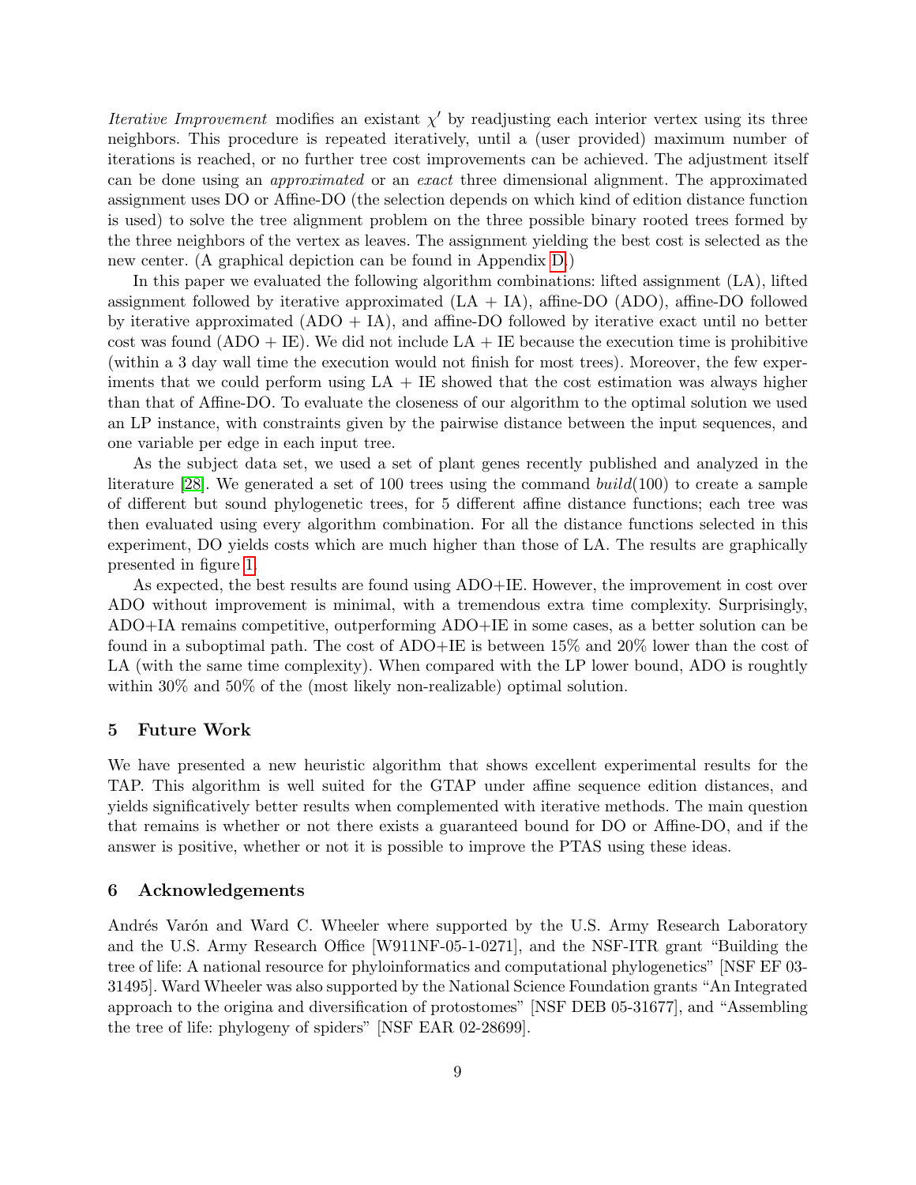*Iterative Improvement* modifies an existant $\chi'$ by readjusting each interior vertex using its three neighbors. This procedure is repeated iteratively, until a (user provided) maximum number of iterations is reached, or no further tree cost improvements can be achieved. The adjustment itself can be done using an *approximated* or an *exact* three dimensional alignment. The approximated assignment uses DO or Affine-DO (the selection depends on which kind of edition distance function is used) to solve the tree alignment problem on the three possible binary rooted trees formed by the three neighbors of the vertex as leaves. The assignment yielding the best cost is selected as the new center. (A graphical depiction can be found in Appendix D.)

In this paper we evaluated the following algorithm combinations: lifted assignment (LA), lifted assignment followed by iterative approximated (LA + IA), affine-DO (ADO), affine-DO followed by iterative approximated (ADO + IA), and affine-DO followed by iterative exact until no better cost was found (ADO + IE). We did not include LA + IE because the execution time is prohibitive (within a 3 day wall time the execution would not finish for most trees). Moreover, the few experiments that we could perform using LA + IE showed that the cost estimation was always higher than that of Affine-DO. To evaluate the closeness of our algorithm to the optimal solution we used an LP instance, with constraints given by the pairwise distance between the input sequences, and one variable per edge in each input tree.

As the subject data set, we used a set of plant genes recently published and analyzed in the literature [28]. We generated a set of 100 trees using the command *build*(100) to create a sample of different but sound phylogenetic trees, for 5 different affine distance functions; each tree was then evaluated using every algorithm combination. For all the distance functions selected in this experiment, DO yields costs which are much higher than those of LA. The results are graphically presented in figure 1.

As expected, the best results are found using ADO+IE. However, the improvement in cost over ADO without improvement is minimal, with a tremendous extra time complexity. Surprisingly, ADO+IA remains competitive, outperforming ADO+IE in some cases, as a better solution can be found in a suboptimal path. The cost of ADO+IE is between 15% and 20% lower than the cost of LA (with the same time complexity). When compared with the LP lower bound, ADO is roughtly within 30% and 50% of the (most likely non-realizable) optimal solution.

## 5 Future Work

We have presented a new heuristic algorithm that shows excellent experimental results for the TAP. This algorithm is well suited for the GTAP under affine sequence edition distances, and yields significatively better results when complemented with iterative methods. The main question that remains is whether or not there exists a guaranteed bound for DO or Affine-DO, and if the answer is positive, whether or not it is possible to improve the PTAS using these ideas.

## 6 Acknowledgements

Andrés Varón and Ward C. Wheeler where supported by the U.S. Army Research Laboratory and the U.S. Army Research Office [W911NF-05-1-0271], and the NSF-ITR grant "Building the tree of life: A national resource for phyloinformatics and computational phylogenetics" [NSF EF 03-31495]. Ward Wheeler was also supported by the National Science Foundation grants "An Integrated approach to the origina and diversification of protostomes" [NSF DEB 05-31677], and "Assembling the tree of life: phylogeny of spiders" [NSF EAR 02-28699].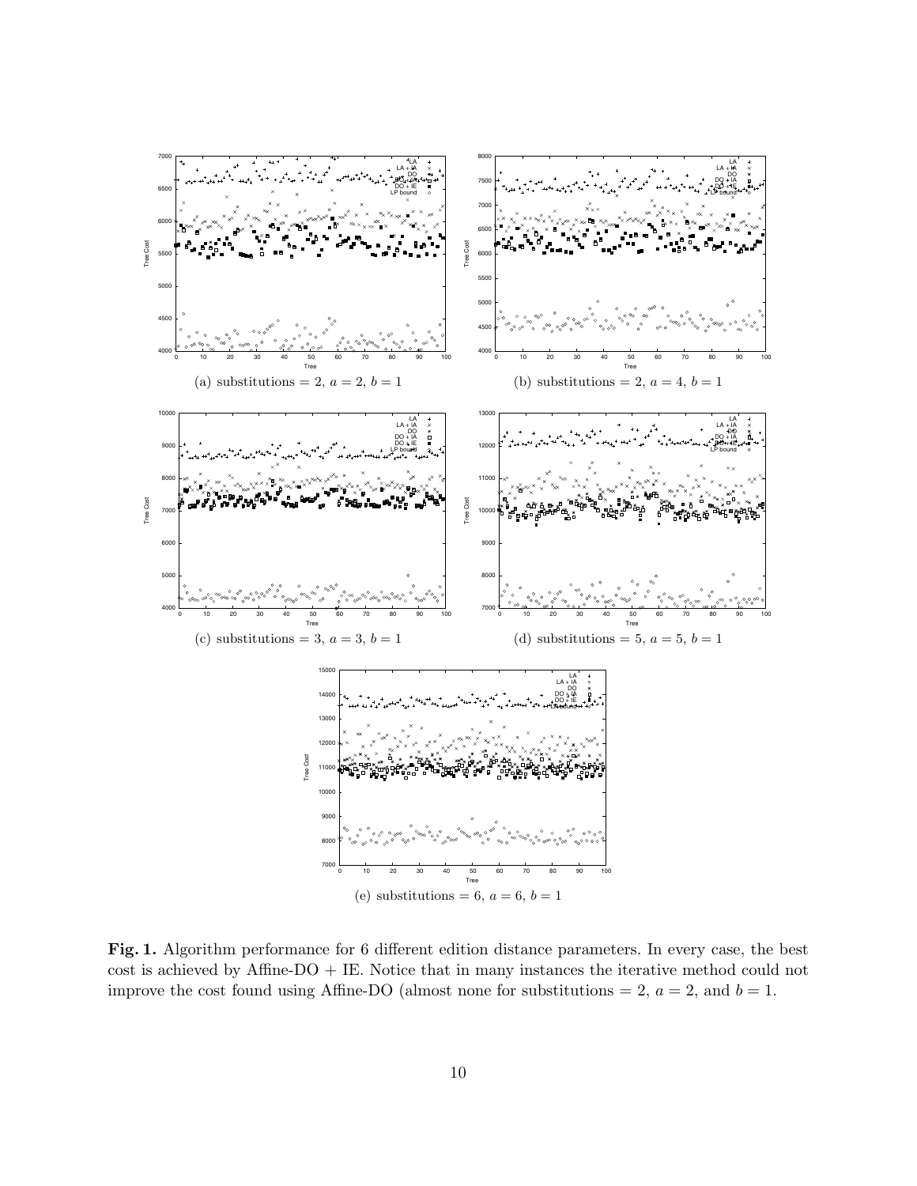(a) substitutions = 2, $a = 2$, $b = 1$

(b) substitutions = 2, $a = 4$, $b = 1$

(c) substitutions = 3, $a = 3$, $b = 1$

(d) substitutions = 5, $a = 5$, $b = 1$

(e) substitutions = 6, $a = 6$, $b = 1$

**Fig. 1.** Algorithm performance for 6 different edition distance parameters. In every case, the best cost is achieved by Affine-DO + IE. Notice that in many instances the iterative method could not improve the cost found using Affine-DO (almost none for substitutions = 2, $a = 2$, and $b = 1$.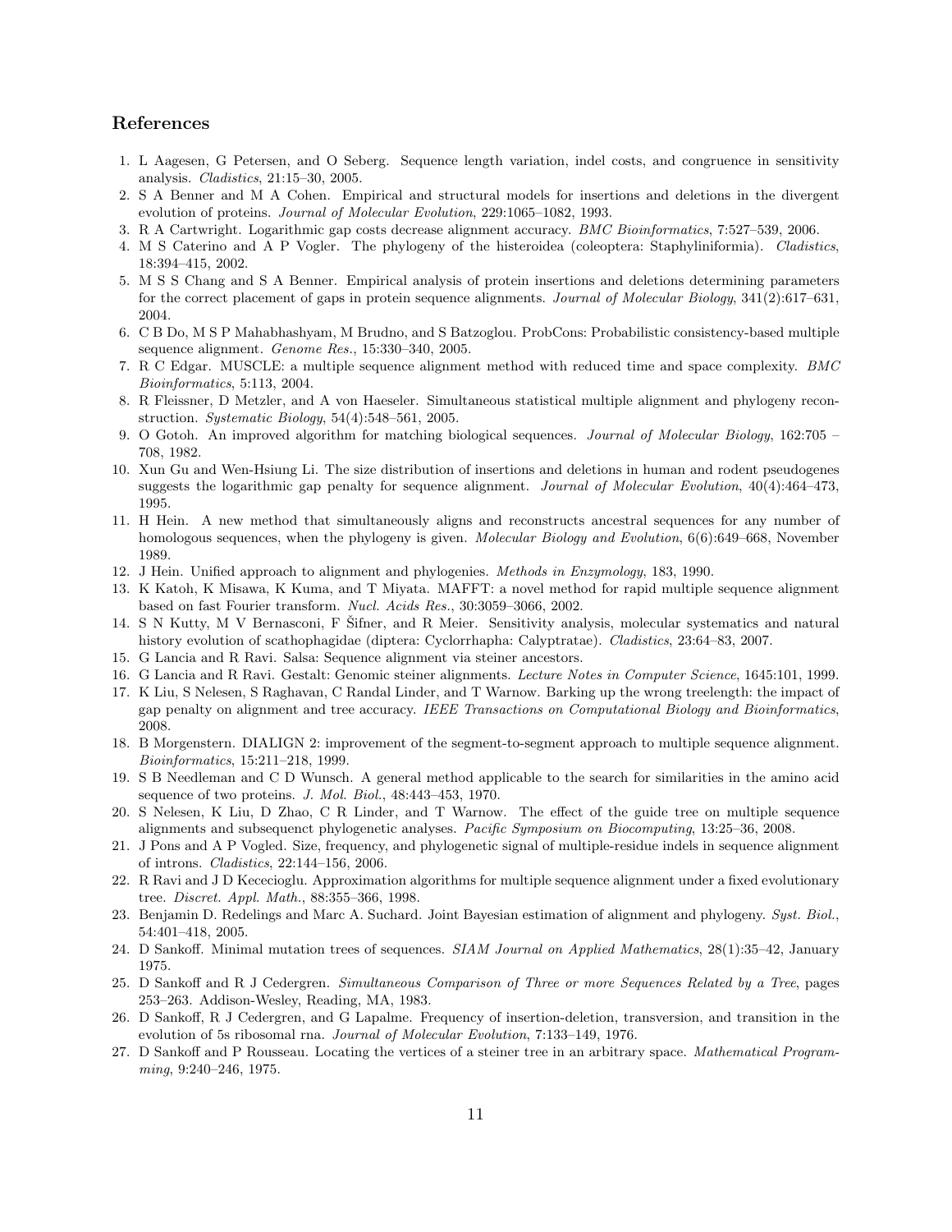## References

1. L Aagesen, G Petersen, and O Seberg. Sequence length variation, indel costs, and congruence in sensitivity analysis. *Cladistics*, 21:15–30, 2005.
2. S A Benner and M A Cohen. Empirical and structural models for insertions and deletions in the divergent evolution of proteins. *Journal of Molecular Evolution*, 229:1065–1082, 1993.
3. R A Cartwright. Logarithmic gap costs decrease alignment accuracy. *BMC Bioinformatics*, 7:527–539, 2006.
4. M S Caterino and A P Vogler. The phylogeny of the histeroidea (coleoptera: Staphyliniformia). *Cladistics*, 18:394–415, 2002.
5. M S S Chang and S A Benner. Empirical analysis of protein insertions and deletions determining parameters for the correct placement of gaps in protein sequence alignments. *Journal of Molecular Biology*, 341(2):617–631, 2004.
6. C B Do, M S P Mahabhashyam, M Brudno, and S Batzoglou. ProbCons: Probabilistic consistency-based multiple sequence alignment. *Genome Res.*, 15:330–340, 2005.
7. R C Edgar. MUSCLE: a multiple sequence alignment method with reduced time and space complexity. *BMC Bioinformatics*, 5:113, 2004.
8. R Fleissner, D Metzler, and A von Haeseler. Simultaneous statistical multiple alignment and phylogeny reconstruction. *Systematic Biology*, 54(4):548–561, 2005.
9. O Gotoh. An improved algorithm for matching biological sequences. *Journal of Molecular Biology*, 162:705 – 708, 1982.
10. Xun Gu and Wen-Hsiung Li. The size distribution of insertions and deletions in human and rodent pseudogenes suggests the logarithmic gap penalty for sequence alignment. *Journal of Molecular Evolution*, 40(4):464–473, 1995.
11. H Hein. A new method that simultaneously aligns and reconstructs ancestral sequences for any number of homologous sequences, when the phylogeny is given. *Molecular Biology and Evolution*, 6(6):649–668, November 1989.
12. J Hein. Unified approach to alignment and phylogenies. *Methods in Enzymology*, 183, 1990.
13. K Katoh, K Misawa, K Kuma, and T Miyata. MAFFT: a novel method for rapid multiple sequence alignment based on fast Fourier transform. *Nucl. Acids Res.*, 30:3059–3066, 2002.
14. S N Kutty, M V Bernasconi, F Šifner, and R Meier. Sensitivity analysis, molecular systematics and natural history evolution of scathophagidae (diptera: Cyclorrhapha: Calyptratae). *Cladistics*, 23:64–83, 2007.
15. G Lancia and R Ravi. Salsa: Sequence alignment via steiner ancestors.
16. G Lancia and R Ravi. Gestalt: Genomic steiner alignments. *Lecture Notes in Computer Science*, 1645:101, 1999.
17. K Liu, S Nelesen, S Raghavan, C Randal Linder, and T Warnow. Barking up the wrong treelength: the impact of gap penalty on alignment and tree accuracy. *IEEE Transactions on Computational Biology and Bioinformatics*, 2008.
18. B Morgenstern. DIALIGN 2: improvement of the segment-to-segment approach to multiple sequence alignment. *Bioinformatics*, 15:211–218, 1999.
19. S B Needleman and C D Wunsch. A general method applicable to the search for similarities in the amino acid sequence of two proteins. *J. Mol. Biol.*, 48:443–453, 1970.
20. S Nelesen, K Liu, D Zhao, C R Linder, and T Warnow. The effect of the guide tree on multiple sequence alignments and subsequenct phylogenetic analyses. *Pacific Symposium on Biocomputing*, 13:25–36, 2008.
21. J Pons and A P Vogled. Size, frequency, and phylogenetic signal of multiple-residue indels in sequence alignment of introns. *Cladistics*, 22:144–156, 2006.
22. R Ravi and J D Kececioglu. Approximation algorithms for multiple sequence alignment under a fixed evolutionary tree. *Discret. Appl. Math.*, 88:355–366, 1998.
23. Benjamin D. Redelings and Marc A. Suchard. Joint Bayesian estimation of alignment and phylogeny. *Syst. Biol.*, 54:401–418, 2005.
24. D Sankoff. Minimal mutation trees of sequences. *SIAM Journal on Applied Mathematics*, 28(1):35–42, January 1975.
25. D Sankoff and R J Cedergren. *Simultaneous Comparison of Three or more Sequences Related by a Tree*, pages 253–263. Addison-Wesley, Reading, MA, 1983.
26. D Sankoff, R J Cedergren, and G Lapalme. Frequency of insertion-deletion, transversion, and transition in the evolution of 5s ribosomal rna. *Journal of Molecular Evolution*, 7:133–149, 1976.
27. D Sankoff and P Rousseau. Locating the vertices of a steiner tree in an arbitrary space. *Mathematical Programming*, 9:240–246, 1975.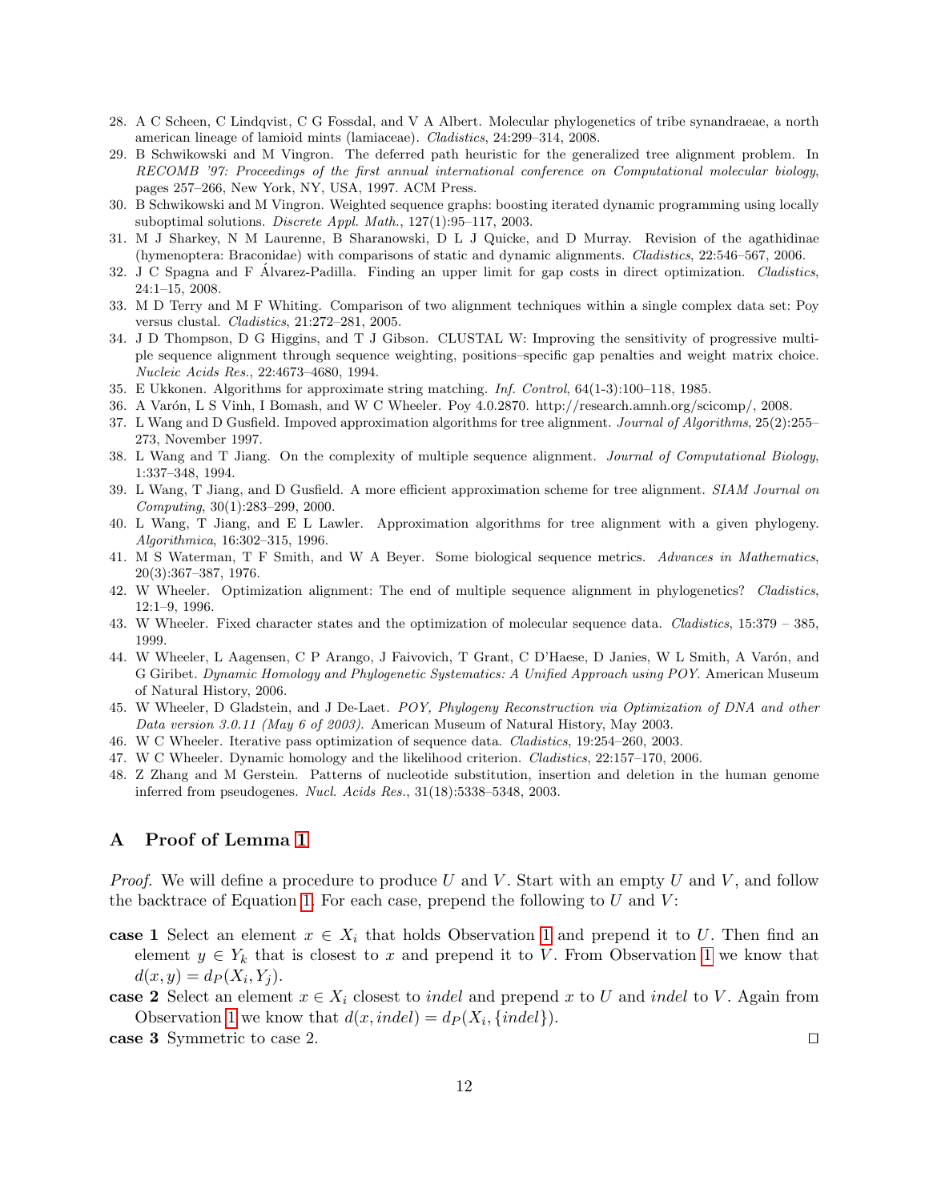28. A C Scheen, C Lindqvist, C G Fossdal, and V A Albert. Molecular phylogenetics of tribe synandraeae, a north american lineage of lamioid mints (lamiaceae). *Cladistics*, 24:299–314, 2008.
29. B Schwikowski and M Vingron. The deferred path heuristic for the generalized tree alignment problem. In *RECOMB '97: Proceedings of the first annual international conference on Computational molecular biology*, pages 257–266, New York, NY, USA, 1997. ACM Press.
30. B Schwikowski and M Vingron. Weighted sequence graphs: boosting iterated dynamic programming using locally suboptimal solutions. *Discrete Appl. Math.*, 127(1):95–117, 2003.
31. M J Sharkey, N M Laurenne, B Sharanowski, D L J Quicke, and D Murray. Revision of the agathidinae (hymenoptera: Braconidae) with comparisons of static and dynamic alignments. *Cladistics*, 22:546–567, 2006.
32. J C Spagna and F Álvarez-Padilla. Finding an upper limit for gap costs in direct optimization. *Cladistics*, 24:1–15, 2008.
33. M D Terry and M F Whiting. Comparison of two alignment techniques within a single complex data set: Poy versus clustal. *Cladistics*, 21:272–281, 2005.
34. J D Thompson, D G Higgins, and T J Gibson. CLUSTAL W: Improving the sensitivity of progressive multiple sequence alignment through sequence weighting, positions–specific gap penalties and weight matrix choice. *Nucleic Acids Res.*, 22:4673–4680, 1994.
35. E Ukkonen. Algorithms for approximate string matching. *Inf. Control*, 64(1-3):100–118, 1985.
36. A Varón, L S Vinh, I Bomash, and W C Wheeler. Poy 4.0.2870. http://research.amnh.org/scicomp/, 2008.
37. L Wang and D Gusfield. Impoved approximation algorithms for tree alignment. *Journal of Algorithms*, 25(2):255–273, November 1997.
38. L Wang and T Jiang. On the complexity of multiple sequence alignment. *Journal of Computational Biology*, 1:337–348, 1994.
39. L Wang, T Jiang, and D Gusfield. A more efficient approximation scheme for tree alignment. *SIAM Journal on Computing*, 30(1):283–299, 2000.
40. L Wang, T Jiang, and E L Lawler. Approximation algorithms for tree alignment with a given phylogeny. *Algorithmica*, 16:302–315, 1996.
41. M S Waterman, T F Smith, and W A Beyer. Some biological sequence metrics. *Advances in Mathematics*, 20(3):367–387, 1976.
42. W Wheeler. Optimization alignment: The end of multiple sequence alignment in phylogenetics? *Cladistics*, 12:1–9, 1996.
43. W Wheeler. Fixed character states and the optimization of molecular sequence data. *Cladistics*, 15:379 – 385, 1999.
44. W Wheeler, L Aagensen, C P Arango, J Faivovich, T Grant, C D'Haese, D Janies, W L Smith, A Varón, and G Giribet. *Dynamic Homology and Phylogenetic Systematics: A Unified Approach using POY*. American Museum of Natural History, 2006.
45. W Wheeler, D Gladstein, and J De-Laet. *POY, Phylogeny Reconstruction via Optimization of DNA and other Data version 3.0.11 (May 6 of 2003)*. American Museum of Natural History, May 2003.
46. W C Wheeler. Iterative pass optimization of sequence data. *Cladistics*, 19:254–260, 2003.
47. W C Wheeler. Dynamic homology and the likelihood criterion. *Cladistics*, 22:157–170, 2006.
48. Z Zhang and M Gerstein. Patterns of nucleotide substitution, insertion and deletion in the human genome inferred from pseudogenes. *Nucl. Acids Res.*, 31(18):5338–5348, 2003.

## A Proof of Lemma 1

*Proof.* We will define a procedure to produce $U$ and $V$. Start with an empty $U$ and $V$, and follow the backtrace of Equation 1. For each case, prepend the following to $U$ and $V$:

**case 1** Select an element $x \in X_i$ that holds Observation 1 and prepend it to $U$. Then find an element $y \in Y_k$ that is closest to $x$ and prepend it to $V$. From Observation 1 we know that $d(x, y) = d_P(X_i, Y_j)$.

**case 2** Select an element $x \in X_i$ closest to *indel* and prepend $x$ to $U$ and *indel* to $V$. Again from Observation 1 we know that $d(x, indel) = d_P(X_i, \{indel\})$.

**case 3** Symmetric to case 2. ◻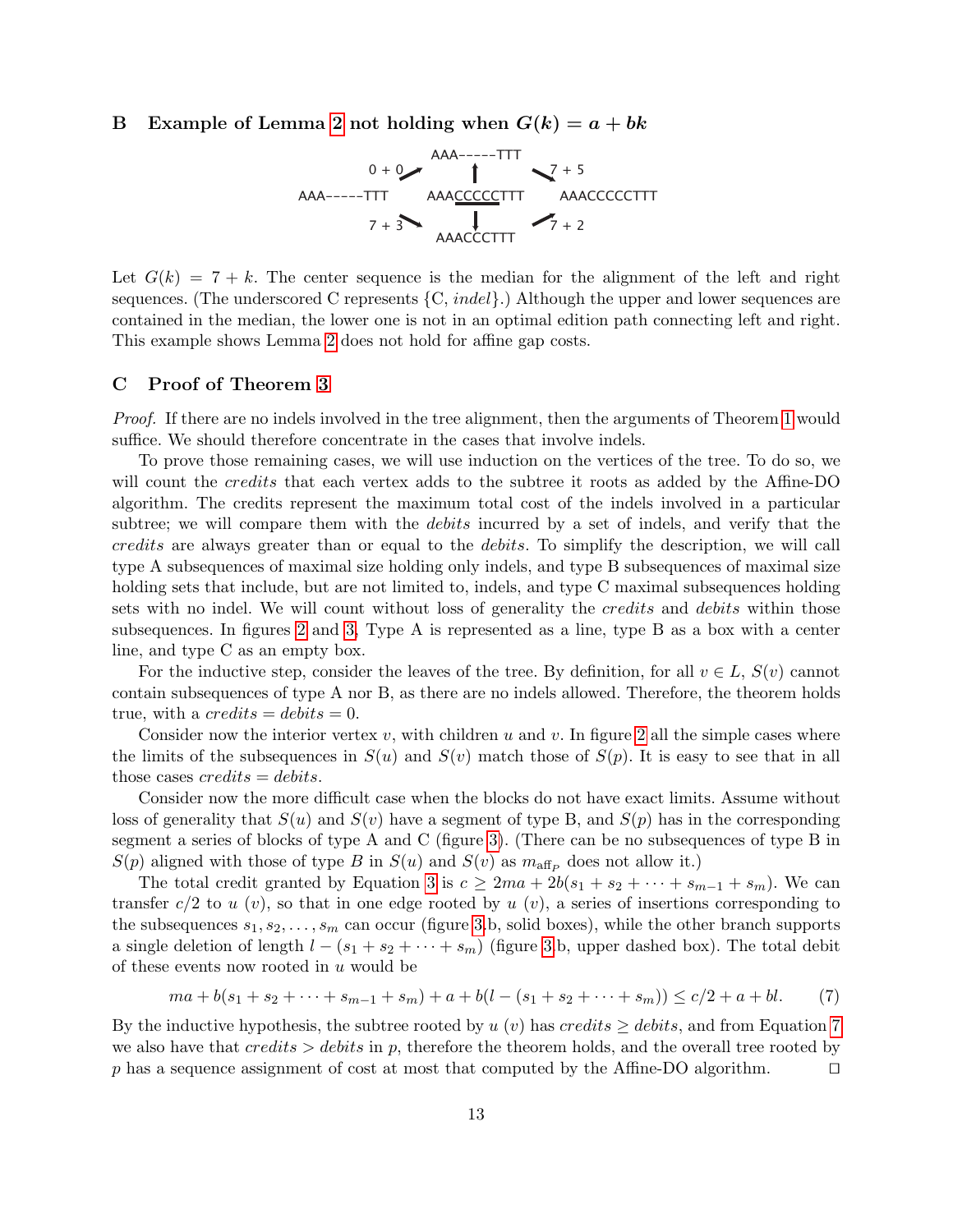## B Example of Lemma 2 not holding when $G(k) = a + bk$

```
                    AAA-----TTT
          0 + 0 ↗        ↑        ↘ 7 + 5
AAA-----TTT          AAACCCCCTTT          AAACCCCCTTT
          7 + 3 ↘        ↓        ↗ 7 + 2
                     AAACCCTTT
```

Let $G(k) = 7 + k$. The center sequence is the median for the alignment of the left and right sequences. (The underscored C represents {C, *indel*}.) Although the upper and lower sequences are contained in the median, the lower one is not in an optimal edition path connecting left and right. This example shows Lemma 2 does not hold for affine gap costs.

## C Proof of Theorem 3

*Proof.* If there are no indels involved in the tree alignment, then the arguments of Theorem 1 would suffice. We should therefore concentrate in the cases that involve indels.

To prove those remaining cases, we will use induction on the vertices of the tree. To do so, we will count the *credits* that each vertex adds to the subtree it roots as added by the Affine-DO algorithm. The credits represent the maximum total cost of the indels involved in a particular subtree; we will compare them with the *debits* incurred by a set of indels, and verify that the *credits* are always greater than or equal to the *debits*. To simplify the description, we will call type A subsequences of maximal size holding only indels, and type B subsequences of maximal size holding sets that include, but are not limited to, indels, and type C maximal subsequences holding sets with no indel. We will count without loss of generality the *credits* and *debits* within those subsequences. In figures 2 and 3, Type A is represented as a line, type B as a box with a center line, and type C as an empty box.

For the inductive step, consider the leaves of the tree. By definition, for all $v \in L$, $S(v)$ cannot contain subsequences of type A nor B, as there are no indels allowed. Therefore, the theorem holds true, with a *credits* = *debits* = 0.

Consider now the interior vertex $v$, with children $u$ and $v$. In figure 2 all the simple cases where the limits of the subsequences in $S(u)$ and $S(v)$ match those of $S(p)$. It is easy to see that in all those cases *credits* = *debits*.

Consider now the more difficult case when the blocks do not have exact limits. Assume without loss of generality that $S(u)$ and $S(v)$ have a segment of type B, and $S(p)$ has in the corresponding segment a series of blocks of type A and C (figure 3). (There can be no subsequences of type B in $S(p)$ aligned with those of type $B$ in $S(u)$ and $S(v)$ as $m_{\text{aff}_P}$ does not allow it.)

The total credit granted by Equation 3 is $c \geq 2ma + 2b(s_1 + s_2 + \cdots + s_{m-1} + s_m)$. We can transfer $c/2$ to $u$ ($v$), so that in one edge rooted by $u$ ($v$), a series of insertions corresponding to the subsequences $s_1, s_2, \ldots, s_m$ can occur (figure 3.b, solid boxes), while the other branch supports a single deletion of length $l - (s_1 + s_2 + \cdots + s_m)$ (figure 3.b, upper dashed box). The total debit of these events now rooted in $u$ would be

$$ma + b(s_1 + s_2 + \cdots + s_{m-1} + s_m) + a + b(l - (s_1 + s_2 + \cdots + s_m)) \leq c/2 + a + bl. \tag{7}$$

By the inductive hypothesis, the subtree rooted by $u$ ($v$) has *credits* $\geq$ *debits*, and from Equation 7 we also have that *credits* > *debits* in $p$, therefore the theorem holds, and the overall tree rooted by $p$ has a sequence assignment of cost at most that computed by the Affine-DO algorithm. ◻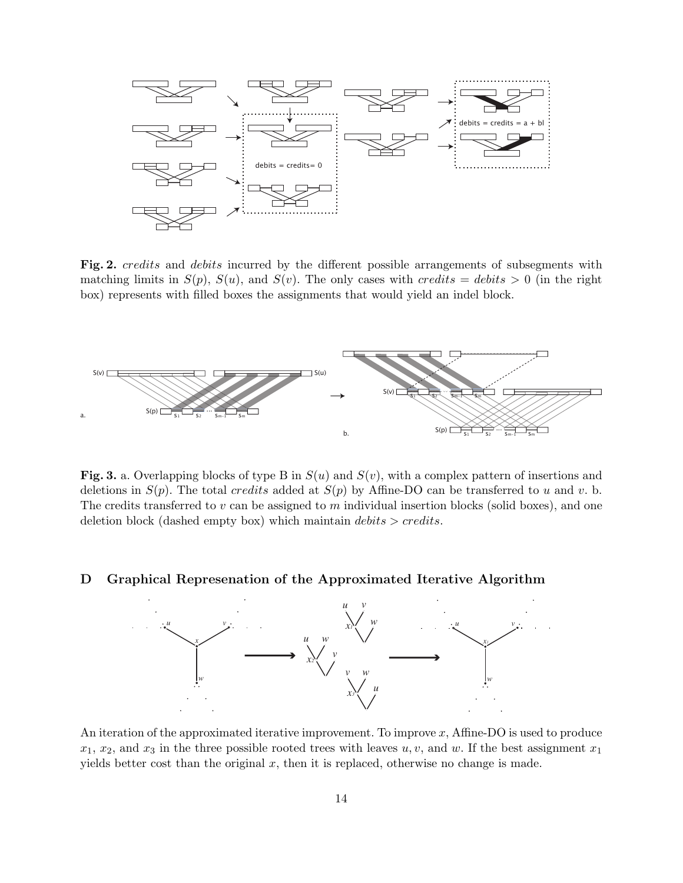debits = credits= 0

debits = credits = a + bl

**Fig. 2.** *credits* and *debits* incurred by the different possible arrangements of subsegments with matching limits in $S(p)$, $S(u)$, and $S(v)$. The only cases with *credits* = *debits* > 0 (in the right box) represents with filled boxes the assignments that would yield an indel block.

S(v)

S(u)

S(p)

a.

b.

**Fig. 3.** a. Overlapping blocks of type B in $S(u)$ and $S(v)$, with a complex pattern of insertions and deletions in $S(p)$. The total *credits* added at $S(p)$ by Affine-DO can be transferred to $u$ and $v$. b. The credits transferred to $v$ can be assigned to $m$ individual insertion blocks (solid boxes), and one deletion block (dashed empty box) which maintain *debits* > *credits*.

## D Graphical Represenation of the Approximated Iterative Algorithm

An iteration of the approximated iterative improvement. To improve $x$, Affine-DO is used to produce $x_1$, $x_2$, and $x_3$ in the three possible rooted trees with leaves $u, v$, and $w$. If the best assignment $x_1$ yields better cost than the original $x$, then it is replaced, otherwise no change is made.